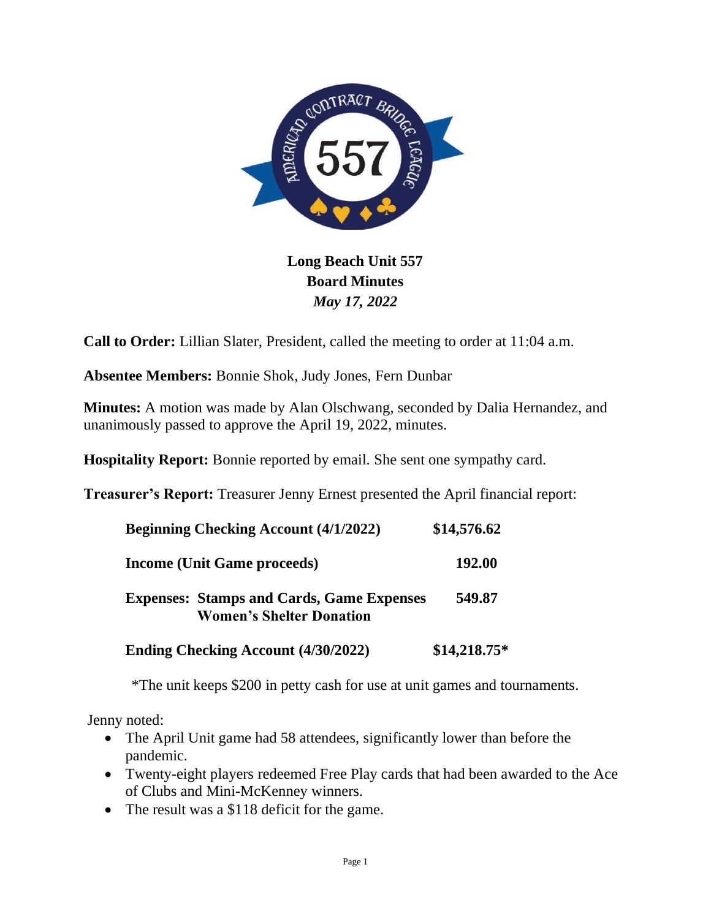**Long Beach Unit 557**
**Board Minutes**
***May 17, 2022***

**Call to Order:** Lillian Slater, President, called the meeting to order at 11:04 a.m.

**Absentee Members:** Bonnie Shok, Judy Jones, Fern Dunbar

**Minutes:** A motion was made by Alan Olschwang, seconded by Dalia Hernandez, and unanimously passed to approve the April 19, 2022, minutes.

**Hospitality Report:** Bonnie reported by email. She sent one sympathy card.

**Treasurer's Report:** Treasurer Jenny Ernest presented the April financial report:

| | |
|---|---|
| **Beginning Checking Account (4/1/2022)** | **$14,576.62** |
| **Income (Unit Game proceeds)** | **192.00** |
| **Expenses: Stamps and Cards, Game Expenses Women's Shelter Donation** | **549.87** |
| **Ending Checking Account (4/30/2022)** | **$14,218.75*** |

*The unit keeps $200 in petty cash for use at unit games and tournaments.

Jenny noted:

- The April Unit game had 58 attendees, significantly lower than before the pandemic.
- Twenty-eight players redeemed Free Play cards that had been awarded to the Ace of Clubs and Mini-McKenney winners.
- The result was a $118 deficit for the game.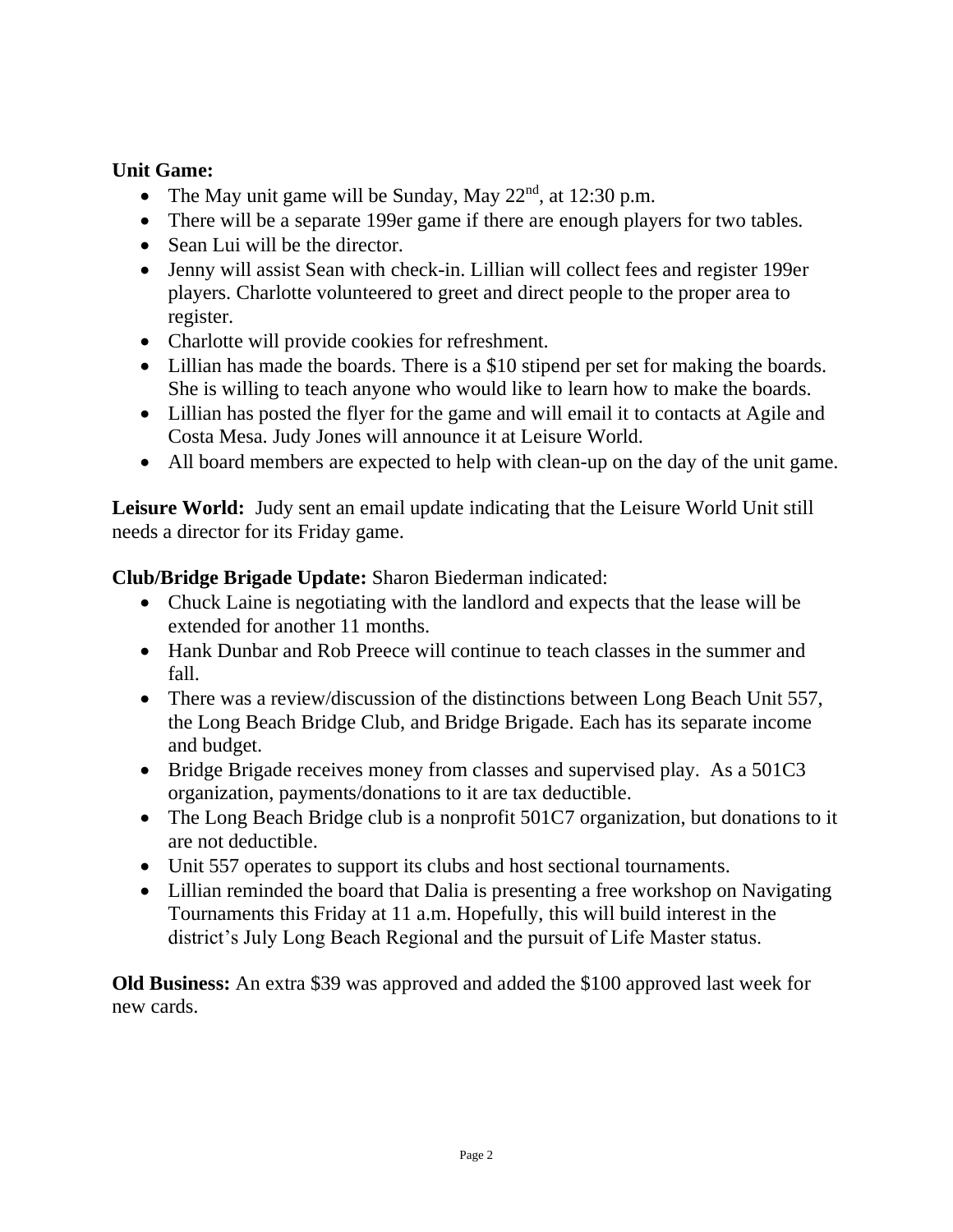**Unit Game:**

- The May unit game will be Sunday, May 22nd, at 12:30 p.m.
- There will be a separate 199er game if there are enough players for two tables.
- Sean Lui will be the director.
- Jenny will assist Sean with check-in. Lillian will collect fees and register 199er players. Charlotte volunteered to greet and direct people to the proper area to register.
- Charlotte will provide cookies for refreshment.
- Lillian has made the boards. There is a $10 stipend per set for making the boards. She is willing to teach anyone who would like to learn how to make the boards.
- Lillian has posted the flyer for the game and will email it to contacts at Agile and Costa Mesa. Judy Jones will announce it at Leisure World.
- All board members are expected to help with clean-up on the day of the unit game.

**Leisure World:** Judy sent an email update indicating that the Leisure World Unit still needs a director for its Friday game.

**Club/Bridge Brigade Update:** Sharon Biederman indicated:

- Chuck Laine is negotiating with the landlord and expects that the lease will be extended for another 11 months.
- Hank Dunbar and Rob Preece will continue to teach classes in the summer and fall.
- There was a review/discussion of the distinctions between Long Beach Unit 557, the Long Beach Bridge Club, and Bridge Brigade. Each has its separate income and budget.
- Bridge Brigade receives money from classes and supervised play. As a 501C3 organization, payments/donations to it are tax deductible.
- The Long Beach Bridge club is a nonprofit 501C7 organization, but donations to it are not deductible.
- Unit 557 operates to support its clubs and host sectional tournaments.
- Lillian reminded the board that Dalia is presenting a free workshop on Navigating Tournaments this Friday at 11 a.m. Hopefully, this will build interest in the district's July Long Beach Regional and the pursuit of Life Master status.

**Old Business:** An extra $39 was approved and added the $100 approved last week for new cards.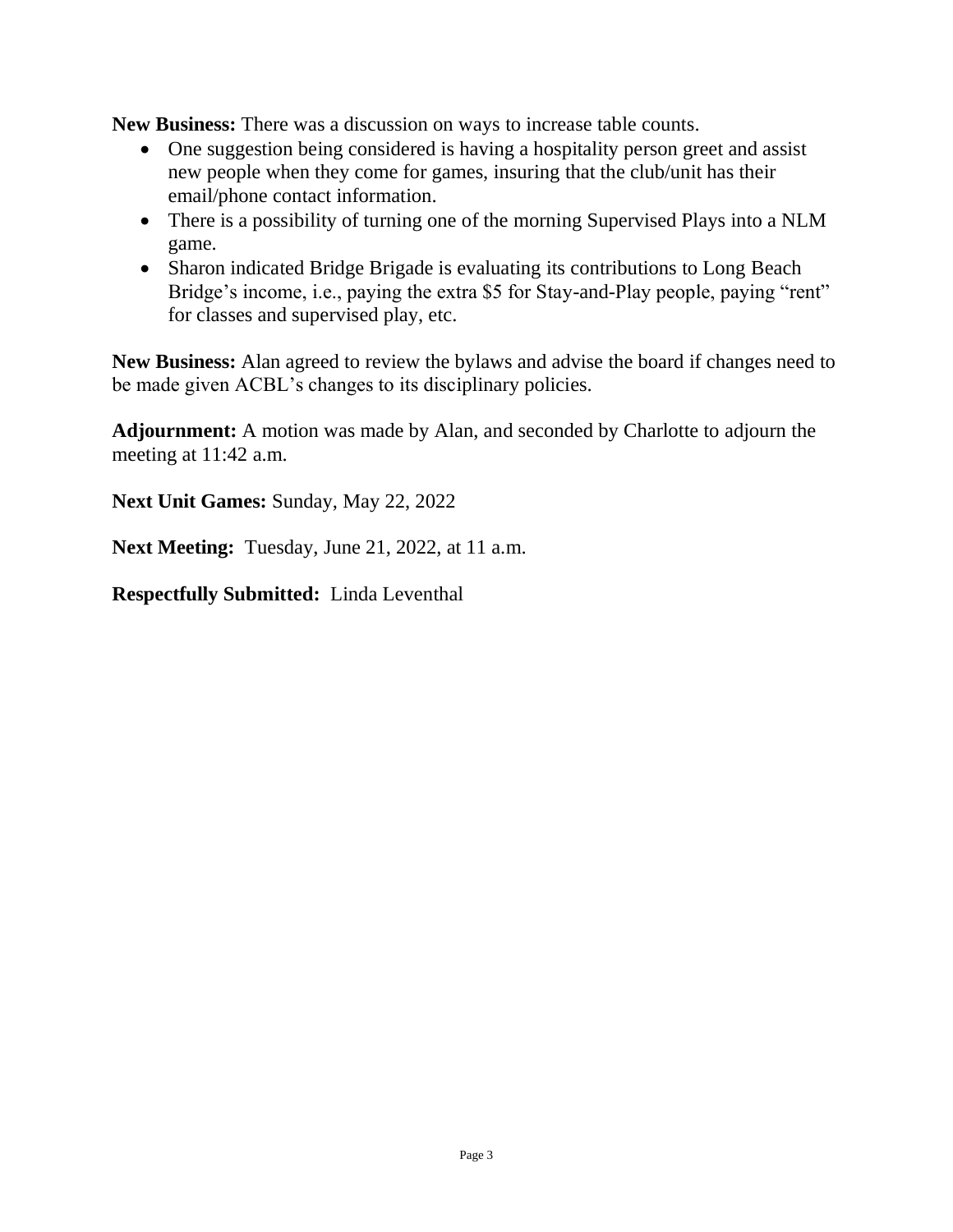**New Business:** There was a discussion on ways to increase table counts.

- One suggestion being considered is having a hospitality person greet and assist new people when they come for games, insuring that the club/unit has their email/phone contact information.
- There is a possibility of turning one of the morning Supervised Plays into a NLM game.
- Sharon indicated Bridge Brigade is evaluating its contributions to Long Beach Bridge's income, i.e., paying the extra $5 for Stay-and-Play people, paying "rent" for classes and supervised play, etc.

**New Business:** Alan agreed to review the bylaws and advise the board if changes need to be made given ACBL's changes to its disciplinary policies.

**Adjournment:** A motion was made by Alan, and seconded by Charlotte to adjourn the meeting at 11:42 a.m.

**Next Unit Games:** Sunday, May 22, 2022

**Next Meeting:** Tuesday, June 21, 2022, at 11 a.m.

**Respectfully Submitted:** Linda Leventhal